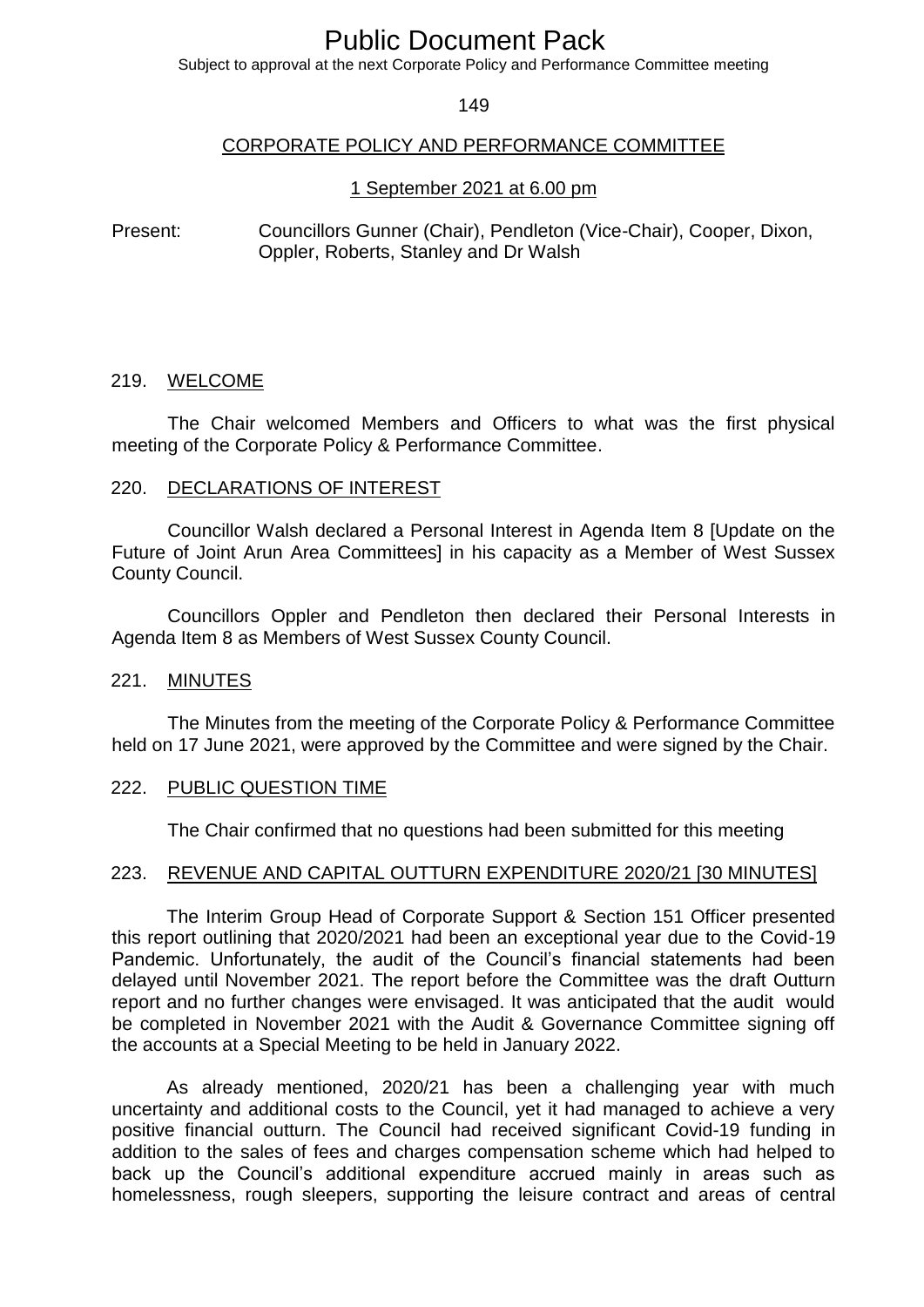# Public Document Pack

Subject to approval at the next Corporate Policy and Performance Committee meeting

## CORPORATE POLICY AND PERFORMANCE COMMITTEE

1 September 2021 at 6.00 pm

Present: Councillors Gunner (Chair), Pendleton (Vice-Chair), Cooper, Dixon, Oppler, Roberts, Stanley and Dr Walsh

### 219. WELCOME

The Chair welcomed Members and Officers to what was the first physical meeting of the Corporate Policy & Performance Committee.

### 220. DECLARATIONS OF INTEREST

Councillor Walsh declared a Personal Interest in Agenda Item 8 [Update on the Future of Joint Arun Area Committees] in his capacity as a Member of West Sussex County Council.

Councillors Oppler and Pendleton then declared their Personal Interests in Agenda Item 8 as Members of West Sussex County Council.

### 221. MINUTES

The Minutes from the meeting of the Corporate Policy & Performance Committee held on 17 June 2021, were approved by the Committee and were signed by the Chair.

### 222. PUBLIC QUESTION TIME

The Chair confirmed that no questions had been submitted for this meeting

### 223. REVENUE AND CAPITAL OUTTURN EXPENDITURE 2020/21 [30 MINUTES]

The Interim Group Head of Corporate Support & Section 151 Officer presented this report outlining that 2020/2021 had been an exceptional year due to the Covid-19 Pandemic. Unfortunately, the audit of the Council's financial statements had been delayed until November 2021. The report before the Committee was the draft Outturn report and no further changes were envisaged. It was anticipated that the audit would be completed in November 2021 with the Audit & Governance Committee signing off the accounts at a Special Meeting to be held in January 2022.

As already mentioned, 2020/21 has been a challenging year with much uncertainty and additional costs to the Council, yet it had managed to achieve a very positive financial outturn. The Council had received significant Covid-19 funding in addition to the sales of fees and charges compensation scheme which had helped to back up the Council's additional expenditure accrued mainly in areas such as homelessness, rough sleepers, supporting the leisure contract and areas of central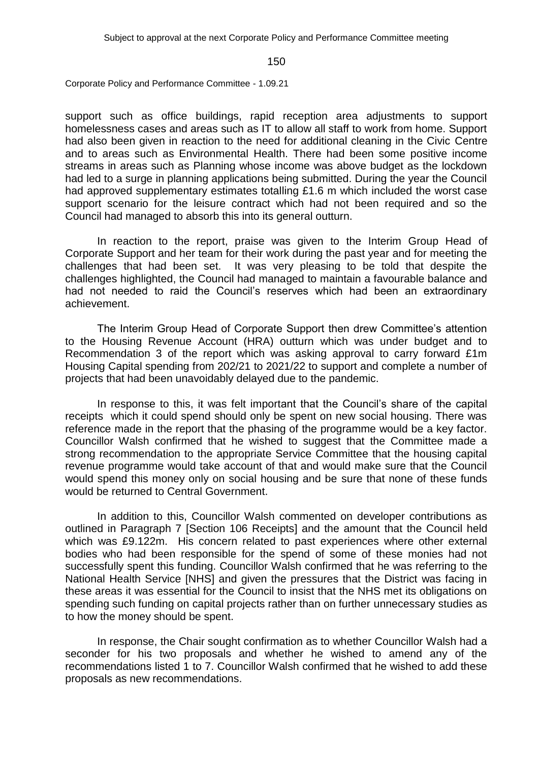support such as office buildings, rapid reception area adjustments to support homelessness cases and areas such as IT to allow all staff to work from home. Support had also been given in reaction to the need for additional cleaning in the Civic Centre and to areas such as Environmental Health. There had been some positive income streams in areas such as Planning whose income was above budget as the lockdown had led to a surge in planning applications being submitted. During the year the Council had approved supplementary estimates totalling £1.6 m which included the worst case support scenario for the leisure contract which had not been required and so the Council had managed to absorb this into its general outturn.

In reaction to the report, praise was given to the Interim Group Head of Corporate Support and her team for their work during the past year and for meeting the challenges that had been set. It was very pleasing to be told that despite the challenges highlighted, the Council had managed to maintain a favourable balance and had not needed to raid the Council's reserves which had been an extraordinary achievement.

The Interim Group Head of Corporate Support then drew Committee's attention to the Housing Revenue Account (HRA) outturn which was under budget and to Recommendation 3 of the report which was asking approval to carry forward £1m Housing Capital spending from 202/21 to 2021/22 to support and complete a number of projects that had been unavoidably delayed due to the pandemic.

In response to this, it was felt important that the Council's share of the capital receipts which it could spend should only be spent on new social housing. There was reference made in the report that the phasing of the programme would be a key factor. Councillor Walsh confirmed that he wished to suggest that the Committee made a strong recommendation to the appropriate Service Committee that the housing capital revenue programme would take account of that and would make sure that the Council would spend this money only on social housing and be sure that none of these funds would be returned to Central Government.

In addition to this, Councillor Walsh commented on developer contributions as outlined in Paragraph 7 [Section 106 Receipts] and the amount that the Council held which was £9.122m. His concern related to past experiences where other external bodies who had been responsible for the spend of some of these monies had not successfully spent this funding. Councillor Walsh confirmed that he was referring to the National Health Service [NHS] and given the pressures that the District was facing in these areas it was essential for the Council to insist that the NHS met its obligations on spending such funding on capital projects rather than on further unnecessary studies as to how the money should be spent.

In response, the Chair sought confirmation as to whether Councillor Walsh had a seconder for his two proposals and whether he wished to amend any of the recommendations listed 1 to 7. Councillor Walsh confirmed that he wished to add these proposals as new recommendations.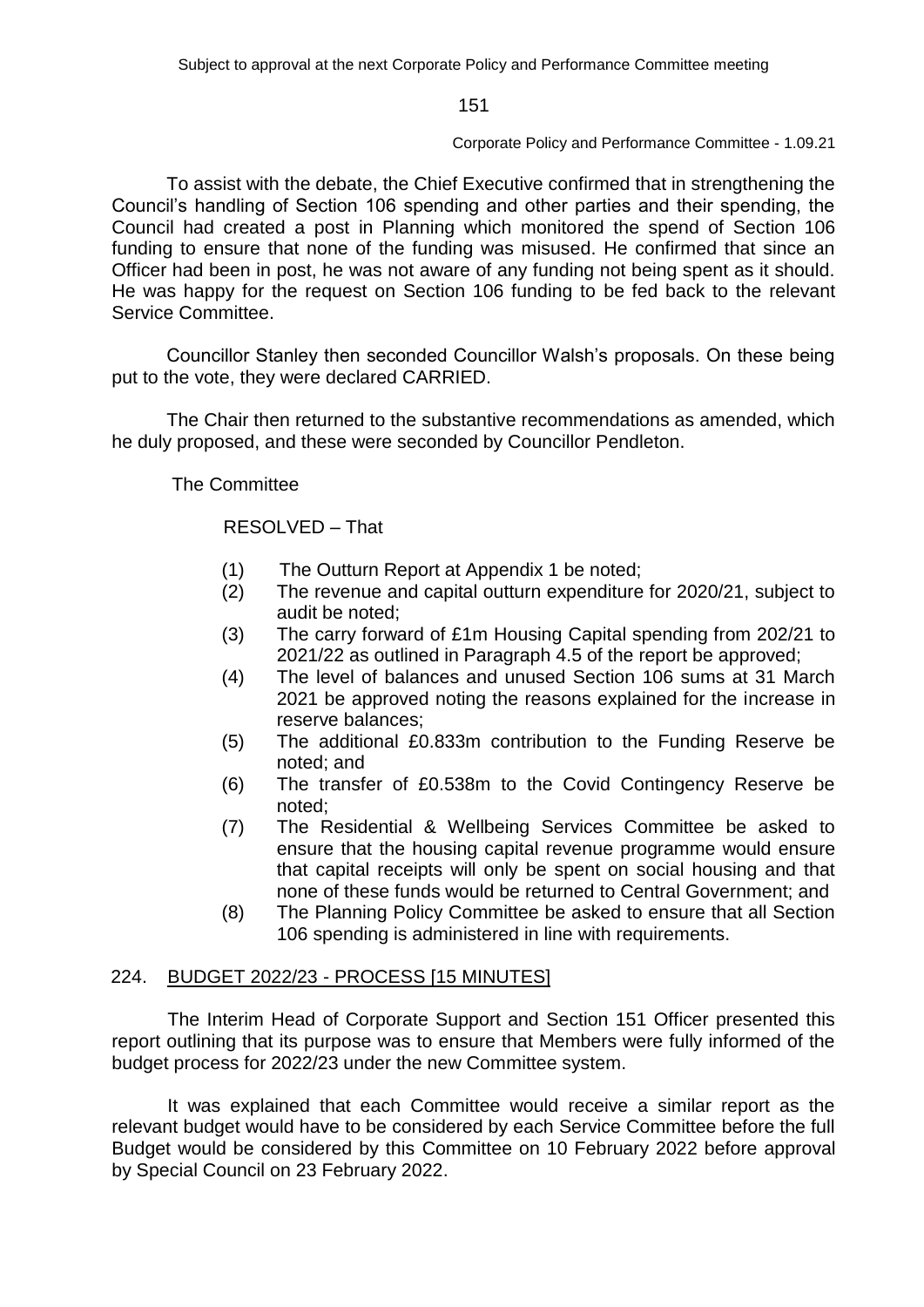To assist with the debate, the Chief Executive confirmed that in strengthening the Council's handling of Section 106 spending and other parties and their spending, the Council had created a post in Planning which monitored the spend of Section 106 funding to ensure that none of the funding was misused. He confirmed that since an Officer had been in post, he was not aware of any funding not being spent as it should. He was happy for the request on Section 106 funding to be fed back to the relevant Service Committee.

Councillor Stanley then seconded Councillor Walsh's proposals. On these being put to the vote, they were declared CARRIED.

The Chair then returned to the substantive recommendations as amended, which he duly proposed, and these were seconded by Councillor Pendleton.

The Committee

RESOLVED – That

(1) The Outturn Report at Appendix 1 be noted;
(2) The revenue and capital outturn expenditure for 2020/21, subject to audit be noted;
(3) The carry forward of £1m Housing Capital spending from 202/21 to 2021/22 as outlined in Paragraph 4.5 of the report be approved;
(4) The level of balances and unused Section 106 sums at 31 March 2021 be approved noting the reasons explained for the increase in reserve balances;
(5) The additional £0.833m contribution to the Funding Reserve be noted; and
(6) The transfer of £0.538m to the Covid Contingency Reserve be noted;
(7) The Residential & Wellbeing Services Committee be asked to ensure that the housing capital revenue programme would ensure that capital receipts will only be spent on social housing and that none of these funds would be returned to Central Government; and
(8) The Planning Policy Committee be asked to ensure that all Section 106 spending is administered in line with requirements.

## 224. BUDGET 2022/23 - PROCESS [15 MINUTES]

The Interim Head of Corporate Support and Section 151 Officer presented this report outlining that its purpose was to ensure that Members were fully informed of the budget process for 2022/23 under the new Committee system.

It was explained that each Committee would receive a similar report as the relevant budget would have to be considered by each Service Committee before the full Budget would be considered by this Committee on 10 February 2022 before approval by Special Council on 23 February 2022.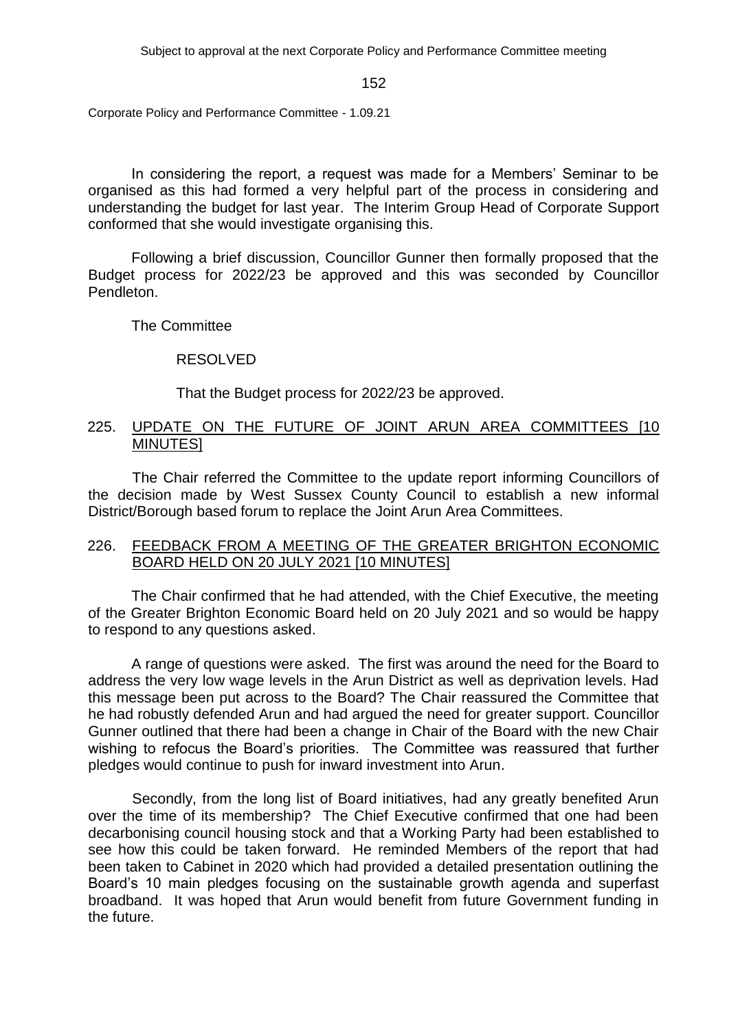In considering the report, a request was made for a Members' Seminar to be organised as this had formed a very helpful part of the process in considering and understanding the budget for last year. The Interim Group Head of Corporate Support conformed that she would investigate organising this.

Following a brief discussion, Councillor Gunner then formally proposed that the Budget process for 2022/23 be approved and this was seconded by Councillor Pendleton.

The Committee

RESOLVED

That the Budget process for 2022/23 be approved.

## 225. UPDATE ON THE FUTURE OF JOINT ARUN AREA COMMITTEES [10 MINUTES]

The Chair referred the Committee to the update report informing Councillors of the decision made by West Sussex County Council to establish a new informal District/Borough based forum to replace the Joint Arun Area Committees.

## 226. FEEDBACK FROM A MEETING OF THE GREATER BRIGHTON ECONOMIC BOARD HELD ON 20 JULY 2021 [10 MINUTES]

The Chair confirmed that he had attended, with the Chief Executive, the meeting of the Greater Brighton Economic Board held on 20 July 2021 and so would be happy to respond to any questions asked.

A range of questions were asked. The first was around the need for the Board to address the very low wage levels in the Arun District as well as deprivation levels. Had this message been put across to the Board? The Chair reassured the Committee that he had robustly defended Arun and had argued the need for greater support. Councillor Gunner outlined that there had been a change in Chair of the Board with the new Chair wishing to refocus the Board's priorities. The Committee was reassured that further pledges would continue to push for inward investment into Arun.

Secondly, from the long list of Board initiatives, had any greatly benefited Arun over the time of its membership? The Chief Executive confirmed that one had been decarbonising council housing stock and that a Working Party had been established to see how this could be taken forward. He reminded Members of the report that had been taken to Cabinet in 2020 which had provided a detailed presentation outlining the Board's 10 main pledges focusing on the sustainable growth agenda and superfast broadband. It was hoped that Arun would benefit from future Government funding in the future.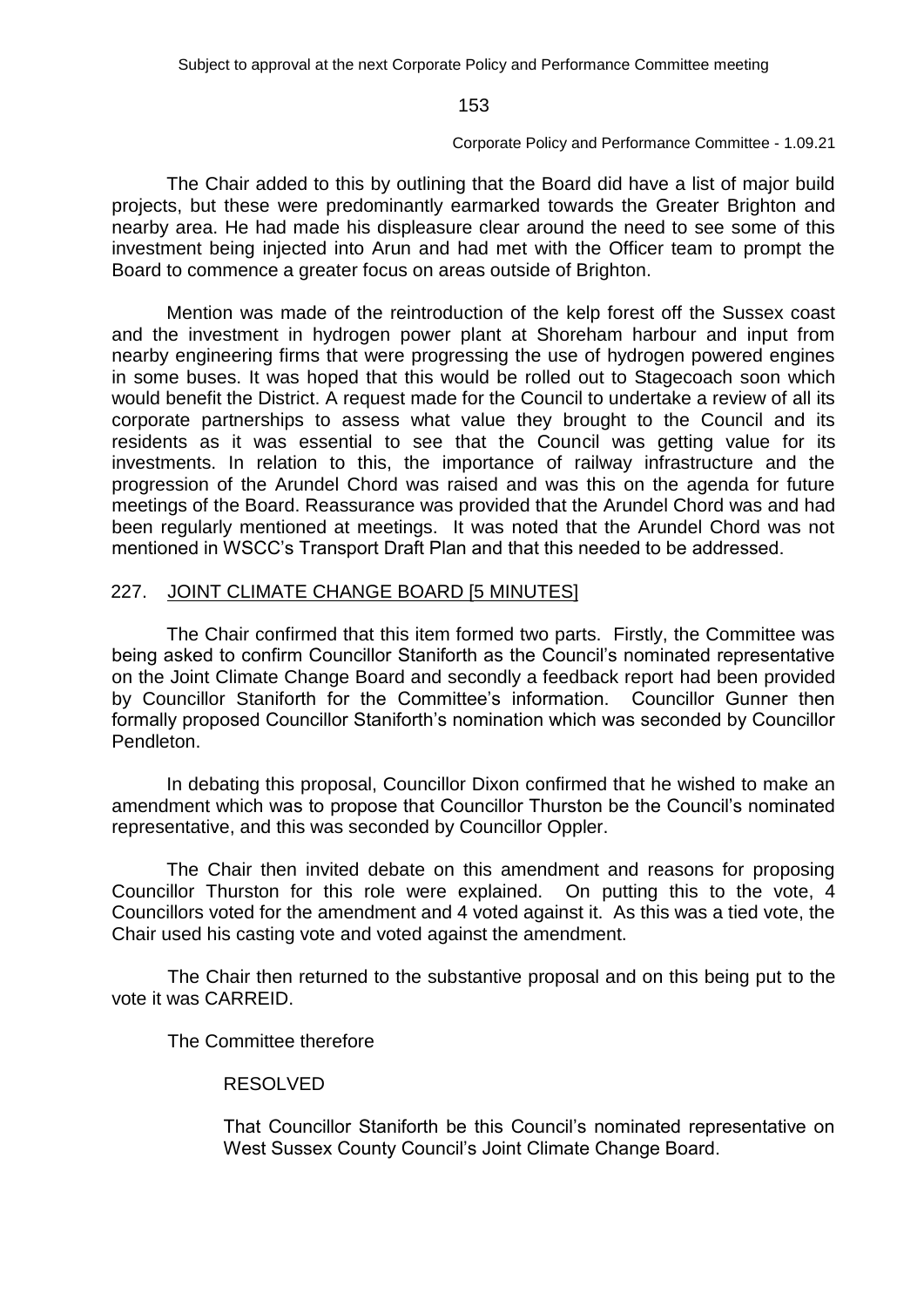The Chair added to this by outlining that the Board did have a list of major build projects, but these were predominantly earmarked towards the Greater Brighton and nearby area. He had made his displeasure clear around the need to see some of this investment being injected into Arun and had met with the Officer team to prompt the Board to commence a greater focus on areas outside of Brighton.

Mention was made of the reintroduction of the kelp forest off the Sussex coast and the investment in hydrogen power plant at Shoreham harbour and input from nearby engineering firms that were progressing the use of hydrogen powered engines in some buses. It was hoped that this would be rolled out to Stagecoach soon which would benefit the District. A request made for the Council to undertake a review of all its corporate partnerships to assess what value they brought to the Council and its residents as it was essential to see that the Council was getting value for its investments. In relation to this, the importance of railway infrastructure and the progression of the Arundel Chord was raised and was this on the agenda for future meetings of the Board. Reassurance was provided that the Arundel Chord was and had been regularly mentioned at meetings. It was noted that the Arundel Chord was not mentioned in WSCC's Transport Draft Plan and that this needed to be addressed.

## 227. JOINT CLIMATE CHANGE BOARD [5 MINUTES]

The Chair confirmed that this item formed two parts. Firstly, the Committee was being asked to confirm Councillor Staniforth as the Council's nominated representative on the Joint Climate Change Board and secondly a feedback report had been provided by Councillor Staniforth for the Committee's information. Councillor Gunner then formally proposed Councillor Staniforth's nomination which was seconded by Councillor Pendleton.

In debating this proposal, Councillor Dixon confirmed that he wished to make an amendment which was to propose that Councillor Thurston be the Council's nominated representative, and this was seconded by Councillor Oppler.

The Chair then invited debate on this amendment and reasons for proposing Councillor Thurston for this role were explained. On putting this to the vote, 4 Councillors voted for the amendment and 4 voted against it. As this was a tied vote, the Chair used his casting vote and voted against the amendment.

The Chair then returned to the substantive proposal and on this being put to the vote it was CARREID.

The Committee therefore

RESOLVED

That Councillor Staniforth be this Council's nominated representative on West Sussex County Council's Joint Climate Change Board.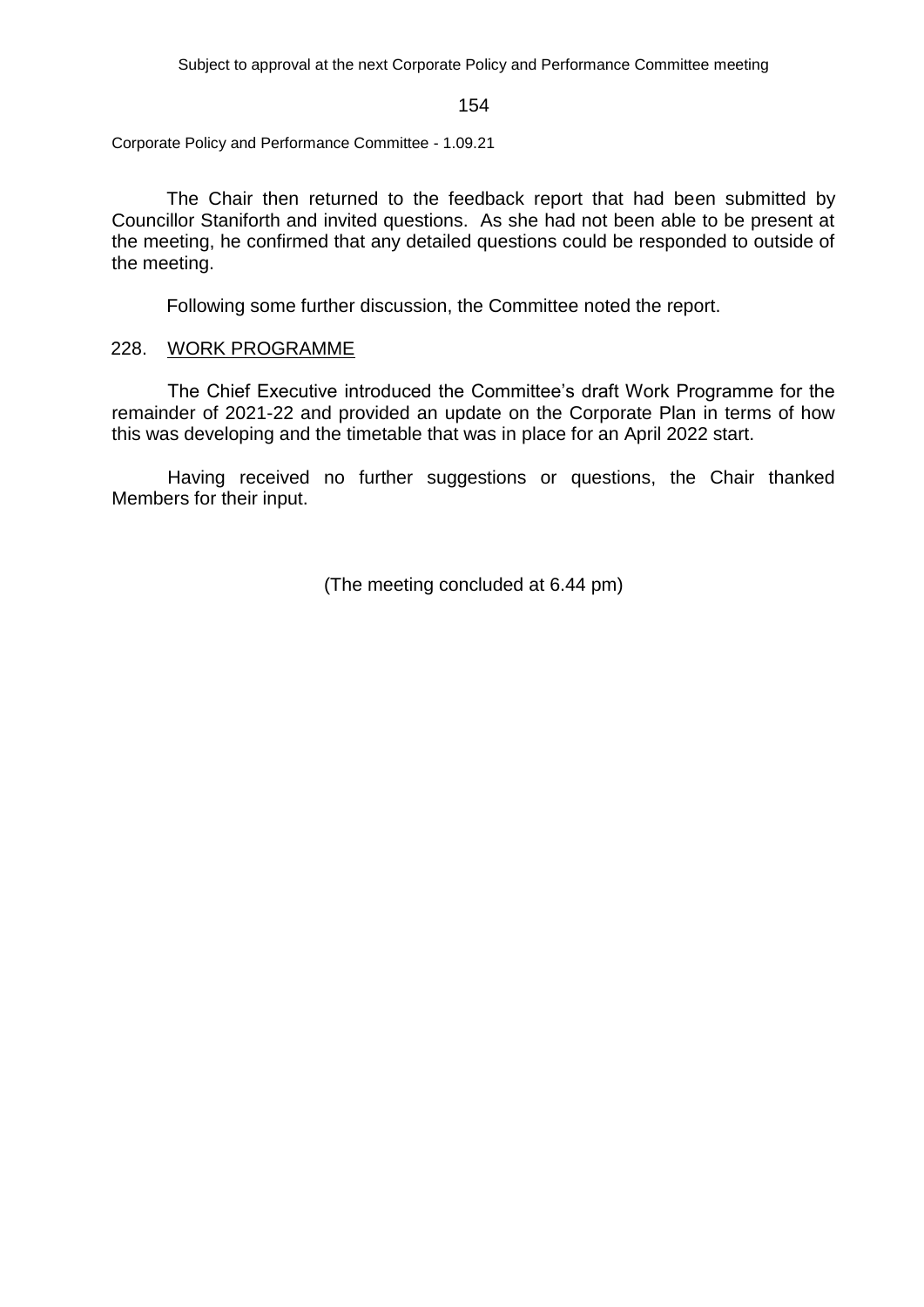The Chair then returned to the feedback report that had been submitted by Councillor Staniforth and invited questions. As she had not been able to be present at the meeting, he confirmed that any detailed questions could be responded to outside of the meeting.

Following some further discussion, the Committee noted the report.

228. WORK PROGRAMME

The Chief Executive introduced the Committee's draft Work Programme for the remainder of 2021-22 and provided an update on the Corporate Plan in terms of how this was developing and the timetable that was in place for an April 2022 start.

Having received no further suggestions or questions, the Chair thanked Members for their input.

(The meeting concluded at 6.44 pm)